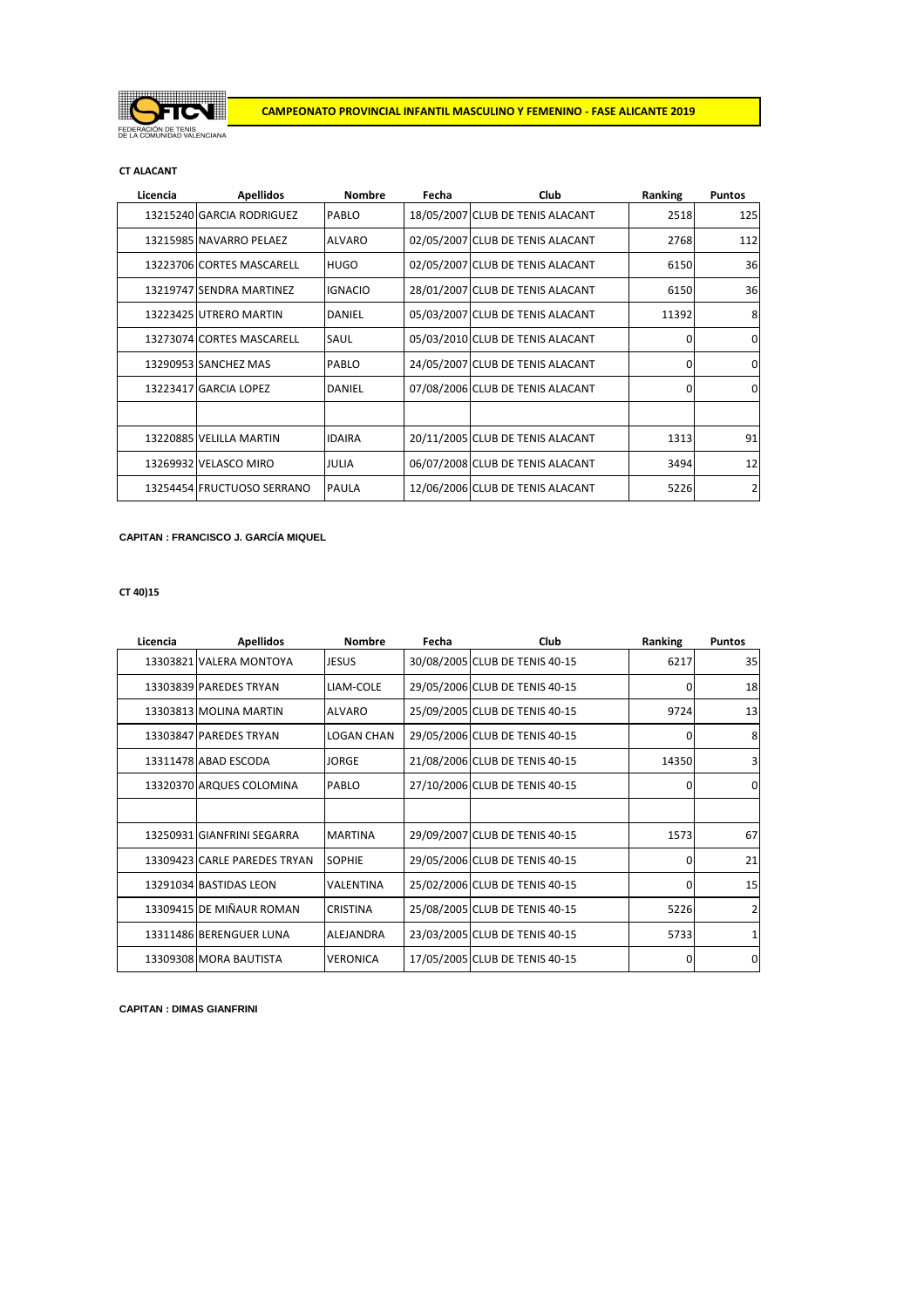FEDERACIÓN DE TENIS DE LA COMUNIDAD VALENCIANA

# CAMPEONATO PROVINCIAL INFANTIL MASCULINO Y FEMENINO - FASE ALICANTE 2019

**CT ALACANT**

| Licencia | Apellidos | Nombre | Fecha | Club | Ranking | Puntos |
|---|---|---|---|---|---|---|
| 13215240 | GARCIA RODRIGUEZ | PABLO | 18/05/2007 | CLUB DE TENIS ALACANT | 2518 | 125 |
| 13215985 | NAVARRO PELAEZ | ALVARO | 02/05/2007 | CLUB DE TENIS ALACANT | 2768 | 112 |
| 13223706 | CORTES MASCARELL | HUGO | 02/05/2007 | CLUB DE TENIS ALACANT | 6150 | 36 |
| 13219747 | SENDRA MARTINEZ | IGNACIO | 28/01/2007 | CLUB DE TENIS ALACANT | 6150 | 36 |
| 13223425 | UTRERO MARTIN | DANIEL | 05/03/2007 | CLUB DE TENIS ALACANT | 11392 | 8 |
| 13273074 | CORTES MASCARELL | SAUL | 05/03/2010 | CLUB DE TENIS ALACANT | 0 | 0 |
| 13290953 | SANCHEZ MAS | PABLO | 24/05/2007 | CLUB DE TENIS ALACANT | 0 | 0 |
| 13223417 | GARCIA LOPEZ | DANIEL | 07/08/2006 | CLUB DE TENIS ALACANT | 0 | 0 |
| | | | | | | |
| 13220885 | VELILLA MARTIN | IDAIRA | 20/11/2005 | CLUB DE TENIS ALACANT | 1313 | 91 |
| 13269932 | VELASCO MIRO | JULIA | 06/07/2008 | CLUB DE TENIS ALACANT | 3494 | 12 |
| 13254454 | FRUCTUOSO SERRANO | PAULA | 12/06/2006 | CLUB DE TENIS ALACANT | 5226 | 2 |

**CAPITAN : FRANCISCO J. GARCÍA MIQUEL**

**CT 40)15**

| Licencia | Apellidos | Nombre | Fecha | Club | Ranking | Puntos |
|---|---|---|---|---|---|---|
| 13303821 | VALERA MONTOYA | JESUS | 30/08/2005 | CLUB DE TENIS 40-15 | 6217 | 35 |
| 13303839 | PAREDES TRYAN | LIAM-COLE | 29/05/2006 | CLUB DE TENIS 40-15 | 0 | 18 |
| 13303813 | MOLINA MARTIN | ALVARO | 25/09/2005 | CLUB DE TENIS 40-15 | 9724 | 13 |
| 13303847 | PAREDES TRYAN | LOGAN CHAN | 29/05/2006 | CLUB DE TENIS 40-15 | 0 | 8 |
| 13311478 | ABAD ESCODA | JORGE | 21/08/2006 | CLUB DE TENIS 40-15 | 14350 | 3 |
| 13320370 | ARQUES COLOMINA | PABLO | 27/10/2006 | CLUB DE TENIS 40-15 | 0 | 0 |
| | | | | | | |
| 13250931 | GIANFRINI SEGARRA | MARTINA | 29/09/2007 | CLUB DE TENIS 40-15 | 1573 | 67 |
| 13309423 | CARLE PAREDES TRYAN | SOPHIE | 29/05/2006 | CLUB DE TENIS 40-15 | 0 | 21 |
| 13291034 | BASTIDAS LEON | VALENTINA | 25/02/2006 | CLUB DE TENIS 40-15 | 0 | 15 |
| 13309415 | DE MIÑAUR ROMAN | CRISTINA | 25/08/2005 | CLUB DE TENIS 40-15 | 5226 | 2 |
| 13311486 | BERENGUER LUNA | ALEJANDRA | 23/03/2005 | CLUB DE TENIS 40-15 | 5733 | 1 |
| 13309308 | MORA BAUTISTA | VERONICA | 17/05/2005 | CLUB DE TENIS 40-15 | 0 | 0 |

**CAPITAN : DIMAS GIANFRINI**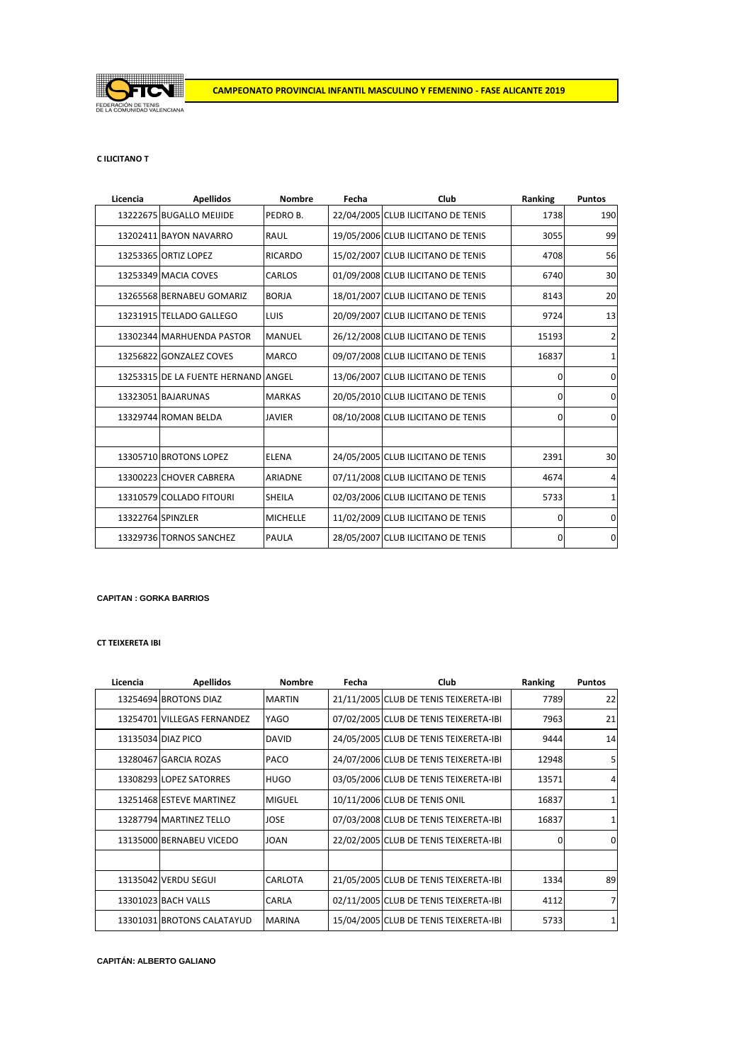FEDERACIÓN DE TENIS DE LA COMUNIDAD VALENCIANA

**CAMPEONATO PROVINCIAL INFANTIL MASCULINO Y FEMENINO - FASE ALICANTE 2019**

**C ILICITANO T**

| Licencia | Apellidos | Nombre | Fecha | Club | Ranking | Puntos |
|---|---|---|---|---|---|---|
| 13222675 | BUGALLO MEIJIDE | PEDRO B. | 22/04/2005 | CLUB ILICITANO DE TENIS | 1738 | 190 |
| 13202411 | BAYON NAVARRO | RAUL | 19/05/2006 | CLUB ILICITANO DE TENIS | 3055 | 99 |
| 13253365 | ORTIZ LOPEZ | RICARDO | 15/02/2007 | CLUB ILICITANO DE TENIS | 4708 | 56 |
| 13253349 | MACIA COVES | CARLOS | 01/09/2008 | CLUB ILICITANO DE TENIS | 6740 | 30 |
| 13265568 | BERNABEU GOMARIZ | BORJA | 18/01/2007 | CLUB ILICITANO DE TENIS | 8143 | 20 |
| 13231915 | TELLADO GALLEGO | LUIS | 20/09/2007 | CLUB ILICITANO DE TENIS | 9724 | 13 |
| 13302344 | MARHUENDA PASTOR | MANUEL | 26/12/2008 | CLUB ILICITANO DE TENIS | 15193 | 2 |
| 13256822 | GONZALEZ COVES | MARCO | 09/07/2008 | CLUB ILICITANO DE TENIS | 16837 | 1 |
| 13253315 | DE LA FUENTE HERNAND | ANGEL | 13/06/2007 | CLUB ILICITANO DE TENIS | 0 | 0 |
| 13323051 | BAJARUNAS | MARKAS | 20/05/2010 | CLUB ILICITANO DE TENIS | 0 | 0 |
| 13329744 | ROMAN BELDA | JAVIER | 08/10/2008 | CLUB ILICITANO DE TENIS | 0 | 0 |
| | | | | | | |
| 13305710 | BROTONS LOPEZ | ELENA | 24/05/2005 | CLUB ILICITANO DE TENIS | 2391 | 30 |
| 13300223 | CHOVER CABRERA | ARIADNE | 07/11/2008 | CLUB ILICITANO DE TENIS | 4674 | 4 |
| 13310579 | COLLADO FITOURI | SHEILA | 02/03/2006 | CLUB ILICITANO DE TENIS | 5733 | 1 |
| 13322764 | SPINZLER | MICHELLE | 11/02/2009 | CLUB ILICITANO DE TENIS | 0 | 0 |
| 13329736 | TORNOS SANCHEZ | PAULA | 28/05/2007 | CLUB ILICITANO DE TENIS | 0 | 0 |

**CAPITAN : GORKA BARRIOS**

**CT TEIXERETA IBI**

| Licencia | Apellidos | Nombre | Fecha | Club | Ranking | Puntos |
|---|---|---|---|---|---|---|
| 13254694 | BROTONS DIAZ | MARTIN | 21/11/2005 | CLUB DE TENIS TEIXERETA-IBI | 7789 | 22 |
| 13254701 | VILLEGAS FERNANDEZ | YAGO | 07/02/2005 | CLUB DE TENIS TEIXERETA-IBI | 7963 | 21 |
| 13135034 | DIAZ PICO | DAVID | 24/05/2005 | CLUB DE TENIS TEIXERETA-IBI | 9444 | 14 |
| 13280467 | GARCIA ROZAS | PACO | 24/07/2006 | CLUB DE TENIS TEIXERETA-IBI | 12948 | 5 |
| 13308293 | LOPEZ SATORRES | HUGO | 03/05/2006 | CLUB DE TENIS TEIXERETA-IBI | 13571 | 4 |
| 13251468 | ESTEVE MARTINEZ | MIGUEL | 10/11/2006 | CLUB DE TENIS ONIL | 16837 | 1 |
| 13287794 | MARTINEZ TELLO | JOSE | 07/03/2008 | CLUB DE TENIS TEIXERETA-IBI | 16837 | 1 |
| 13135000 | BERNABEU VICEDO | JOAN | 22/02/2005 | CLUB DE TENIS TEIXERETA-IBI | 0 | 0 |
| | | | | | | |
| 13135042 | VERDU SEGUI | CARLOTA | 21/05/2005 | CLUB DE TENIS TEIXERETA-IBI | 1334 | 89 |
| 13301023 | BACH VALLS | CARLA | 02/11/2005 | CLUB DE TENIS TEIXERETA-IBI | 4112 | 7 |
| 13301031 | BROTONS CALATAYUD | MARINA | 15/04/2005 | CLUB DE TENIS TEIXERETA-IBI | 5733 | 1 |

**CAPITÁN: ALBERTO GALIANO**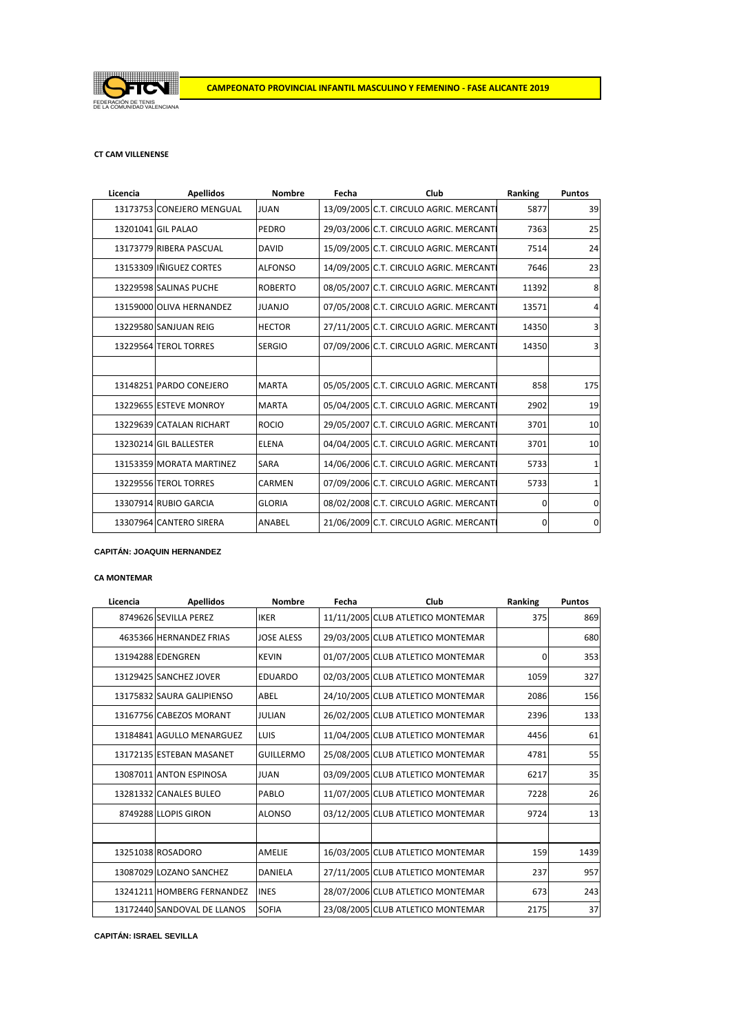FEDERACIÓN DE TENIS DE LA COMUNIDAD VALENCIANA

**CAMPEONATO PROVINCIAL INFANTIL MASCULINO Y FEMENINO - FASE ALICANTE 2019**

**CT CAM VILLENENSE**

| Licencia | Apellidos | Nombre | Fecha | Club | Ranking | Puntos |
|---|---|---|---|---|---|---|
| 13173753 | CONEJERO MENGUAL | JUAN | 13/09/2005 | C.T. CIRCULO AGRIC. MERCANTI | 5877 | 39 |
| 13201041 | GIL PALAO | PEDRO | 29/03/2006 | C.T. CIRCULO AGRIC. MERCANTI | 7363 | 25 |
| 13173779 | RIBERA PASCUAL | DAVID | 15/09/2005 | C.T. CIRCULO AGRIC. MERCANTI | 7514 | 24 |
| 13153309 | IÑIGUEZ CORTES | ALFONSO | 14/09/2005 | C.T. CIRCULO AGRIC. MERCANTI | 7646 | 23 |
| 13229598 | SALINAS PUCHE | ROBERTO | 08/05/2007 | C.T. CIRCULO AGRIC. MERCANTI | 11392 | 8 |
| 13159000 | OLIVA HERNANDEZ | JUANJO | 07/05/2008 | C.T. CIRCULO AGRIC. MERCANTI | 13571 | 4 |
| 13229580 | SANJUAN REIG | HECTOR | 27/11/2005 | C.T. CIRCULO AGRIC. MERCANTI | 14350 | 3 |
| 13229564 | TEROL TORRES | SERGIO | 07/09/2006 | C.T. CIRCULO AGRIC. MERCANTI | 14350 | 3 |
| | | | | | | |
| 13148251 | PARDO CONEJERO | MARTA | 05/05/2005 | C.T. CIRCULO AGRIC. MERCANTI | 858 | 175 |
| 13229655 | ESTEVE MONROY | MARTA | 05/04/2005 | C.T. CIRCULO AGRIC. MERCANTI | 2902 | 19 |
| 13229639 | CATALAN RICHART | ROCIO | 29/05/2007 | C.T. CIRCULO AGRIC. MERCANTI | 3701 | 10 |
| 13230214 | GIL BALLESTER | ELENA | 04/04/2005 | C.T. CIRCULO AGRIC. MERCANTI | 3701 | 10 |
| 13153359 | MORATA MARTINEZ | SARA | 14/06/2006 | C.T. CIRCULO AGRIC. MERCANTI | 5733 | 1 |
| 13229556 | TEROL TORRES | CARMEN | 07/09/2006 | C.T. CIRCULO AGRIC. MERCANTI | 5733 | 1 |
| 13307914 | RUBIO GARCIA | GLORIA | 08/02/2008 | C.T. CIRCULO AGRIC. MERCANTI | 0 | 0 |
| 13307964 | CANTERO SIRERA | ANABEL | 21/06/2009 | C.T. CIRCULO AGRIC. MERCANTI | 0 | 0 |

**CAPITÁN: JOAQUIN HERNANDEZ**

**CA MONTEMAR**

| Licencia | Apellidos | Nombre | Fecha | Club | Ranking | Puntos |
|---|---|---|---|---|---|---|
| 8749626 | SEVILLA PEREZ | IKER | 11/11/2005 | CLUB ATLETICO MONTEMAR | 375 | 869 |
| 4635366 | HERNANDEZ FRIAS | JOSE ALESS | 29/03/2005 | CLUB ATLETICO MONTEMAR | | 680 |
| 13194288 | EDENGREN | KEVIN | 01/07/2005 | CLUB ATLETICO MONTEMAR | 0 | 353 |
| 13129425 | SANCHEZ JOVER | EDUARDO | 02/03/2005 | CLUB ATLETICO MONTEMAR | 1059 | 327 |
| 13175832 | SAURA GALIPIENSO | ABEL | 24/10/2005 | CLUB ATLETICO MONTEMAR | 2086 | 156 |
| 13167756 | CABEZOS MORANT | JULIAN | 26/02/2005 | CLUB ATLETICO MONTEMAR | 2396 | 133 |
| 13184841 | AGULLO MENARGUEZ | LUIS | 11/04/2005 | CLUB ATLETICO MONTEMAR | 4456 | 61 |
| 13172135 | ESTEBAN MASANET | GUILLERMO | 25/08/2005 | CLUB ATLETICO MONTEMAR | 4781 | 55 |
| 13087011 | ANTON ESPINOSA | JUAN | 03/09/2005 | CLUB ATLETICO MONTEMAR | 6217 | 35 |
| 13281332 | CANALES BULEO | PABLO | 11/07/2005 | CLUB ATLETICO MONTEMAR | 7228 | 26 |
| 8749288 | LLOPIS GIRON | ALONSO | 03/12/2005 | CLUB ATLETICO MONTEMAR | 9724 | 13 |
| | | | | | | |
| 13251038 | ROSADORO | AMELIE | 16/03/2005 | CLUB ATLETICO MONTEMAR | 159 | 1439 |
| 13087029 | LOZANO SANCHEZ | DANIELA | 27/11/2005 | CLUB ATLETICO MONTEMAR | 237 | 957 |
| 13241211 | HOMBERG FERNANDEZ | INES | 28/07/2006 | CLUB ATLETICO MONTEMAR | 673 | 243 |
| 13172440 | SANDOVAL DE LLANOS | SOFIA | 23/08/2005 | CLUB ATLETICO MONTEMAR | 2175 | 37 |

**CAPITÁN: ISRAEL SEVILLA**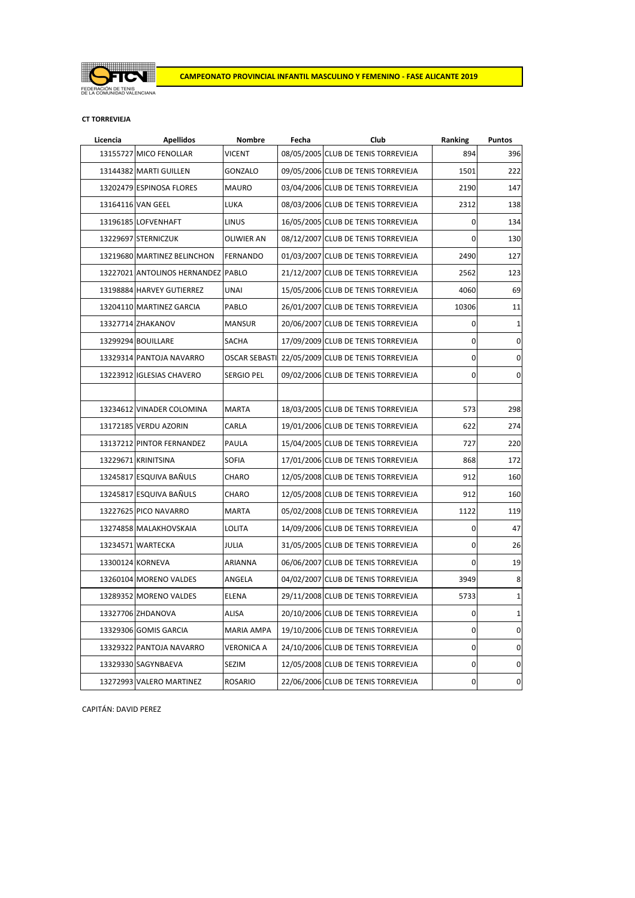FEDERACIÓN DE TENIS DE LA COMUNIDAD VALENCIANA

**CAMPEONATO PROVINCIAL INFANTIL MASCULINO Y FEMENINO - FASE ALICANTE 2019**

**CT TORREVIEJA**

| Licencia | Apellidos | Nombre | Fecha | Club | Ranking | Puntos |
|---|---|---|---|---|---|---|
| 13155727 | MICO FENOLLAR | VICENT | 08/05/2005 | CLUB DE TENIS TORREVIEJA | 894 | 396 |
| 13144382 | MARTI GUILLEN | GONZALO | 09/05/2006 | CLUB DE TENIS TORREVIEJA | 1501 | 222 |
| 13202479 | ESPINOSA FLORES | MAURO | 03/04/2006 | CLUB DE TENIS TORREVIEJA | 2190 | 147 |
| 13164116 | VAN GEEL | LUKA | 08/03/2006 | CLUB DE TENIS TORREVIEJA | 2312 | 138 |
| 13196185 | LOFVENHAFT | LINUS | 16/05/2005 | CLUB DE TENIS TORREVIEJA | 0 | 134 |
| 13229697 | STERNICZUK | OLIWIER AN | 08/12/2007 | CLUB DE TENIS TORREVIEJA | 0 | 130 |
| 13219680 | MARTINEZ BELINCHON | FERNANDO | 01/03/2007 | CLUB DE TENIS TORREVIEJA | 2490 | 127 |
| 13227021 | ANTOLINOS HERNANDEZ | PABLO | 21/12/2007 | CLUB DE TENIS TORREVIEJA | 2562 | 123 |
| 13198884 | HARVEY GUTIERREZ | UNAI | 15/05/2006 | CLUB DE TENIS TORREVIEJA | 4060 | 69 |
| 13204110 | MARTINEZ GARCIA | PABLO | 26/01/2007 | CLUB DE TENIS TORREVIEJA | 10306 | 11 |
| 13327714 | ZHAKANOV | MANSUR | 20/06/2007 | CLUB DE TENIS TORREVIEJA | 0 | 1 |
| 13299294 | BOUILLARE | SACHA | 17/09/2009 | CLUB DE TENIS TORREVIEJA | 0 | 0 |
| 13329314 | PANTOJA NAVARRO | OSCAR SEBASTI | 22/05/2009 | CLUB DE TENIS TORREVIEJA | 0 | 0 |
| 13223912 | IGLESIAS CHAVERO | SERGIO PEL | 09/02/2006 | CLUB DE TENIS TORREVIEJA | 0 | 0 |
| | | | | | | |
| 13234612 | VINADER COLOMINA | MARTA | 18/03/2005 | CLUB DE TENIS TORREVIEJA | 573 | 298 |
| 13172185 | VERDU AZORIN | CARLA | 19/01/2006 | CLUB DE TENIS TORREVIEJA | 622 | 274 |
| 13137212 | PINTOR FERNANDEZ | PAULA | 15/04/2005 | CLUB DE TENIS TORREVIEJA | 727 | 220 |
| 13229671 | KRINITSINA | SOFIA | 17/01/2006 | CLUB DE TENIS TORREVIEJA | 868 | 172 |
| 13245817 | ESQUIVA BAÑULS | CHARO | 12/05/2008 | CLUB DE TENIS TORREVIEJA | 912 | 160 |
| 13245817 | ESQUIVA BAÑULS | CHARO | 12/05/2008 | CLUB DE TENIS TORREVIEJA | 912 | 160 |
| 13227625 | PICO NAVARRO | MARTA | 05/02/2008 | CLUB DE TENIS TORREVIEJA | 1122 | 119 |
| 13274858 | MALAKHOVSKAIA | LOLITA | 14/09/2006 | CLUB DE TENIS TORREVIEJA | 0 | 47 |
| 13234571 | WARTECKA | JULIA | 31/05/2005 | CLUB DE TENIS TORREVIEJA | 0 | 26 |
| 13300124 | KORNEVA | ARIANNA | 06/06/2007 | CLUB DE TENIS TORREVIEJA | 0 | 19 |
| 13260104 | MORENO VALDES | ANGELA | 04/02/2007 | CLUB DE TENIS TORREVIEJA | 3949 | 8 |
| 13289352 | MORENO VALDES | ELENA | 29/11/2008 | CLUB DE TENIS TORREVIEJA | 5733 | 1 |
| 13327706 | ZHDANOVA | ALISA | 20/10/2006 | CLUB DE TENIS TORREVIEJA | 0 | 1 |
| 13329306 | GOMIS GARCIA | MARIA AMPA | 19/10/2006 | CLUB DE TENIS TORREVIEJA | 0 | 0 |
| 13329322 | PANTOJA NAVARRO | VERONICA A | 24/10/2006 | CLUB DE TENIS TORREVIEJA | 0 | 0 |
| 13329330 | SAGYNBAEVA | SEZIM | 12/05/2008 | CLUB DE TENIS TORREVIEJA | 0 | 0 |
| 13272993 | VALERO MARTINEZ | ROSARIO | 22/06/2006 | CLUB DE TENIS TORREVIEJA | 0 | 0 |

CAPITÁN: DAVID PEREZ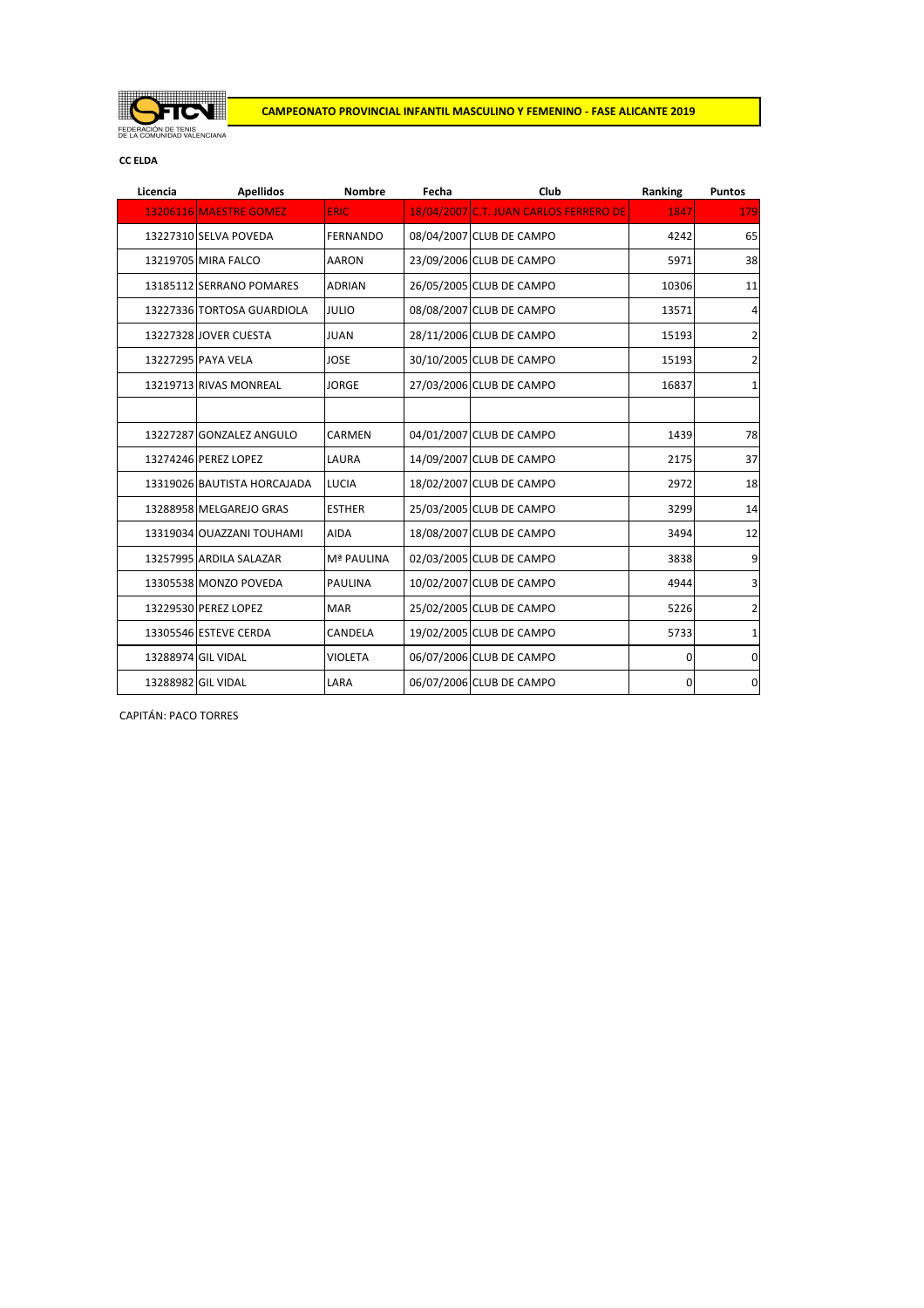FEDERACIÓN DE TENIS DE LA COMUNIDAD VALENCIANA

**CAMPEONATO PROVINCIAL INFANTIL MASCULINO Y FEMENINO - FASE ALICANTE 2019**

**CC ELDA**

| Licencia | Apellidos | Nombre | Fecha | Club | Ranking | Puntos |
|---|---|---|---|---|---|---|
| 13206116 | MAESTRE GOMEZ | ERIC | 18/04/2007 | C.T. JUAN CARLOS FERRERO DE | 1847 | 179 |
| 13227310 | SELVA POVEDA | FERNANDO | 08/04/2007 | CLUB DE CAMPO | 4242 | 65 |
| 13219705 | MIRA FALCO | AARON | 23/09/2006 | CLUB DE CAMPO | 5971 | 38 |
| 13185112 | SERRANO POMARES | ADRIAN | 26/05/2005 | CLUB DE CAMPO | 10306 | 11 |
| 13227336 | TORTOSA GUARDIOLA | JULIO | 08/08/2007 | CLUB DE CAMPO | 13571 | 4 |
| 13227328 | JOVER CUESTA | JUAN | 28/11/2006 | CLUB DE CAMPO | 15193 | 2 |
| 13227295 | PAYA VELA | JOSE | 30/10/2005 | CLUB DE CAMPO | 15193 | 2 |
| 13219713 | RIVAS MONREAL | JORGE | 27/03/2006 | CLUB DE CAMPO | 16837 | 1 |
| | | | | | | |
| 13227287 | GONZALEZ ANGULO | CARMEN | 04/01/2007 | CLUB DE CAMPO | 1439 | 78 |
| 13274246 | PEREZ LOPEZ | LAURA | 14/09/2007 | CLUB DE CAMPO | 2175 | 37 |
| 13319026 | BAUTISTA HORCAJADA | LUCIA | 18/02/2007 | CLUB DE CAMPO | 2972 | 18 |
| 13288958 | MELGAREJO GRAS | ESTHER | 25/03/2005 | CLUB DE CAMPO | 3299 | 14 |
| 13319034 | OUAZZANI TOUHAMI | AIDA | 18/08/2007 | CLUB DE CAMPO | 3494 | 12 |
| 13257995 | ARDILA SALAZAR | Mª PAULINA | 02/03/2005 | CLUB DE CAMPO | 3838 | 9 |
| 13305538 | MONZO POVEDA | PAULINA | 10/02/2007 | CLUB DE CAMPO | 4944 | 3 |
| 13229530 | PEREZ LOPEZ | MAR | 25/02/2005 | CLUB DE CAMPO | 5226 | 2 |
| 13305546 | ESTEVE CERDA | CANDELA | 19/02/2005 | CLUB DE CAMPO | 5733 | 1 |
| 13288974 | GIL VIDAL | VIOLETA | 06/07/2006 | CLUB DE CAMPO | 0 | 0 |
| 13288982 | GIL VIDAL | LARA | 06/07/2006 | CLUB DE CAMPO | 0 | 0 |

CAPITÁN: PACO TORRES